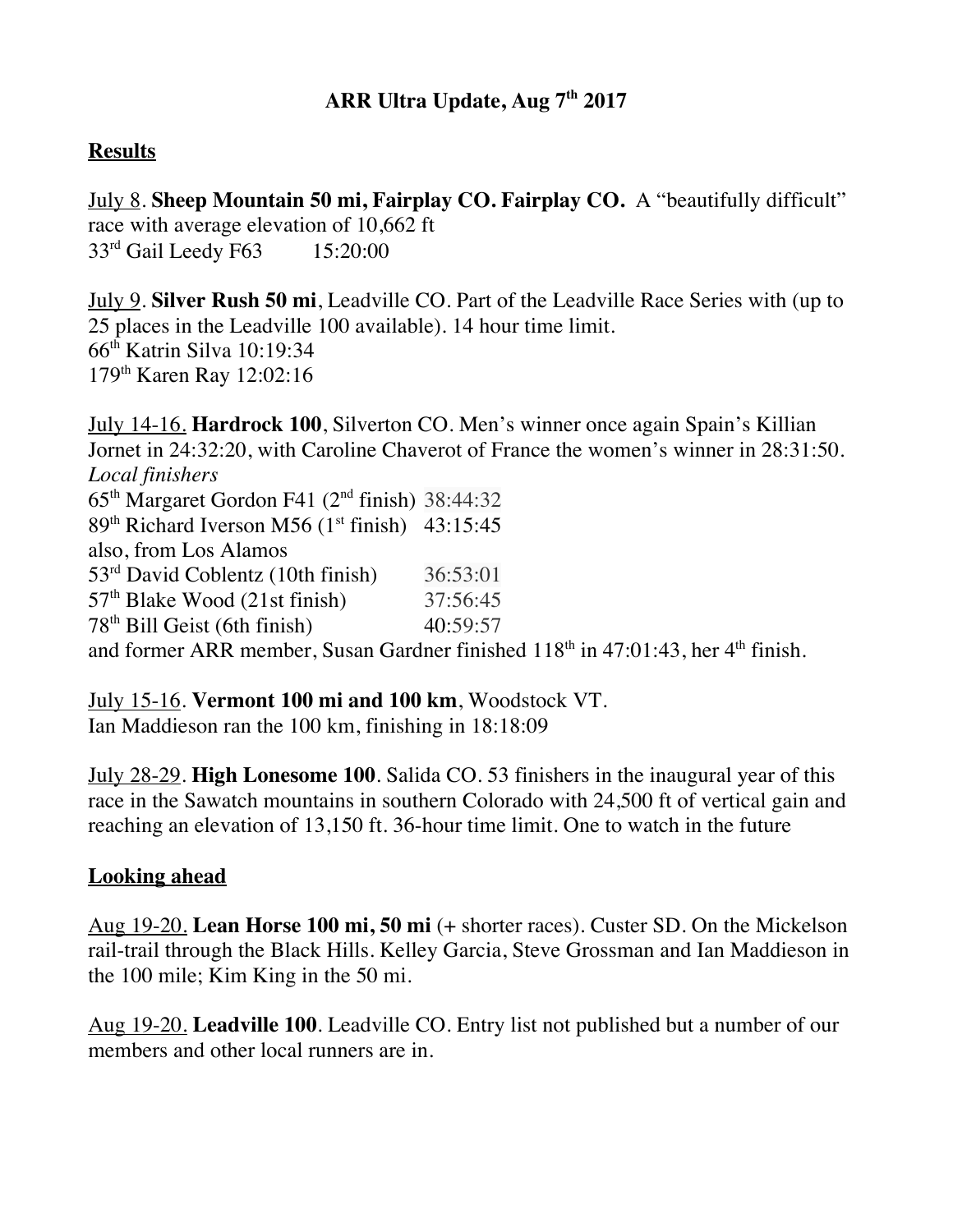# ARR Ultra Update, Aug 7th 2017

## Results

July 8. **Sheep Mountain 50 mi, Fairplay CO. Fairplay CO.** A "beautifully difficult" race with average elevation of 10,662 ft
33rd Gail Leedy F63 15:20:00

July 9. **Silver Rush 50 mi**, Leadville CO. Part of the Leadville Race Series with (up to 25 places in the Leadville 100 available). 14 hour time limit.
66th Katrin Silva 10:19:34
179th Karen Ray 12:02:16

July 14-16. **Hardrock 100**, Silverton CO. Men's winner once again Spain's Killian Jornet in 24:32:20, with Caroline Chaverot of France the women's winner in 28:31:50.
*Local finishers*
65th Margaret Gordon F41 (2nd finish) 38:44:32
89th Richard Iverson M56 (1st finish) 43:15:45
also, from Los Alamos
53rd David Coblentz (10th finish) 36:53:01
57th Blake Wood (21st finish) 37:56:45
78th Bill Geist (6th finish) 40:59:57
and former ARR member, Susan Gardner finished 118th in 47:01:43, her 4th finish.

July 15-16. **Vermont 100 mi and 100 km**, Woodstock VT.
Ian Maddieson ran the 100 km, finishing in 18:18:09

July 28-29. **High Lonesome 100**. Salida CO. 53 finishers in the inaugural year of this race in the Sawatch mountains in southern Colorado with 24,500 ft of vertical gain and reaching an elevation of 13,150 ft. 36-hour time limit. One to watch in the future

## Looking ahead

Aug 19-20. **Lean Horse 100 mi, 50 mi** (+ shorter races). Custer SD. On the Mickelson rail-trail through the Black Hills. Kelley Garcia, Steve Grossman and Ian Maddieson in the 100 mile; Kim King in the 50 mi.

Aug 19-20. **Leadville 100**. Leadville CO. Entry list not published but a number of our members and other local runners are in.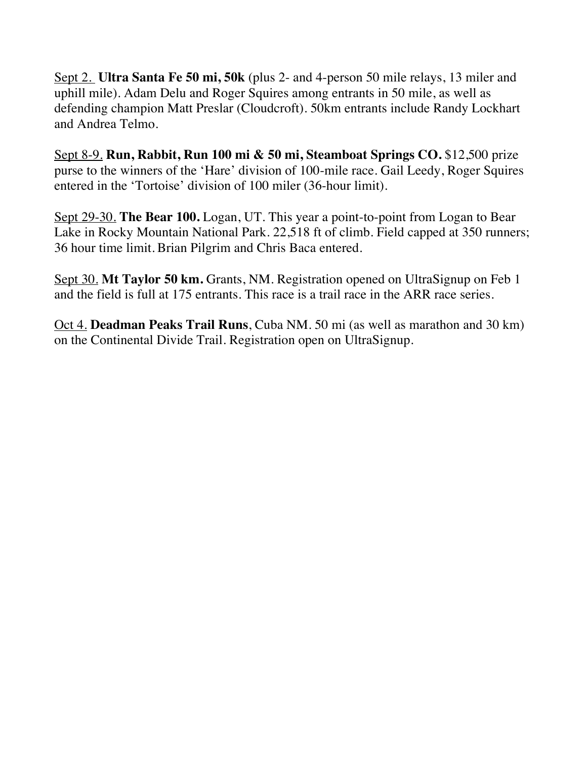<u>Sept 2.</u> **Ultra Santa Fe 50 mi, 50k** (plus 2- and 4-person 50 mile relays, 13 miler and uphill mile). Adam Delu and Roger Squires among entrants in 50 mile, as well as defending champion Matt Preslar (Cloudcroft). 50km entrants include Randy Lockhart and Andrea Telmo.

<u>Sept 8-9.</u> **Run, Rabbit, Run 100 mi & 50 mi, Steamboat Springs CO.** $12,500 prize purse to the winners of the 'Hare' division of 100-mile race. Gail Leedy, Roger Squires entered in the 'Tortoise' division of 100 miler (36-hour limit).

<u>Sept 29-30.</u> **The Bear 100.** Logan, UT. This year a point-to-point from Logan to Bear Lake in Rocky Mountain National Park. 22,518 ft of climb. Field capped at 350 runners; 36 hour time limit. Brian Pilgrim and Chris Baca entered.

<u>Sept 30.</u> **Mt Taylor 50 km.** Grants, NM. Registration opened on UltraSignup on Feb 1 and the field is full at 175 entrants. This race is a trail race in the ARR race series.

<u>Oct 4.</u> **Deadman Peaks Trail Runs**, Cuba NM. 50 mi (as well as marathon and 30 km) on the Continental Divide Trail. Registration open on UltraSignup.